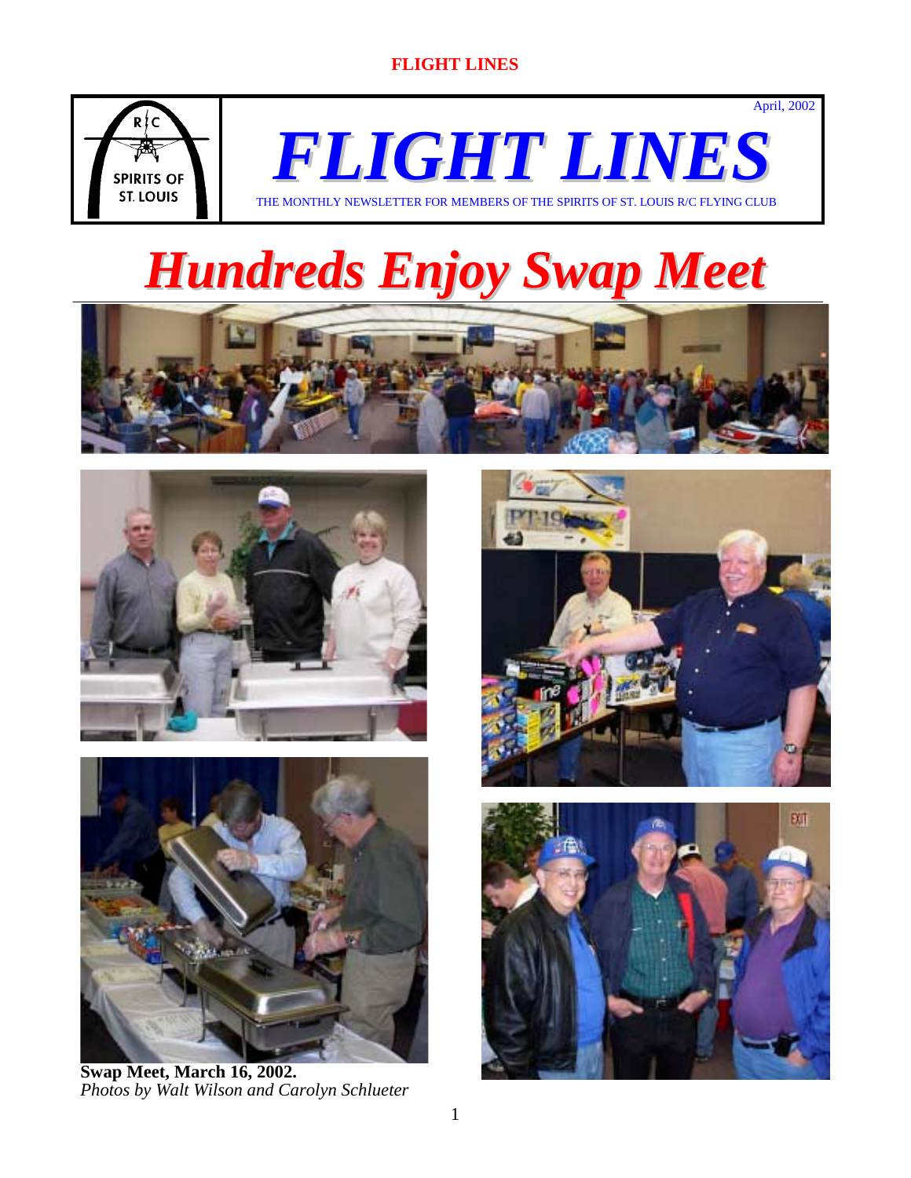April, 2002

# FLIGHT LINES

THE MONTHLY NEWSLETTER FOR MEMBERS OF THE SPIRITS OF ST. LOUIS R/C FLYING CLUB

# *Hundreds Enjoy Swap Meet*

**Swap Meet, March 16, 2002.**
*Photos by Walt Wilson and Carolyn Schlueter*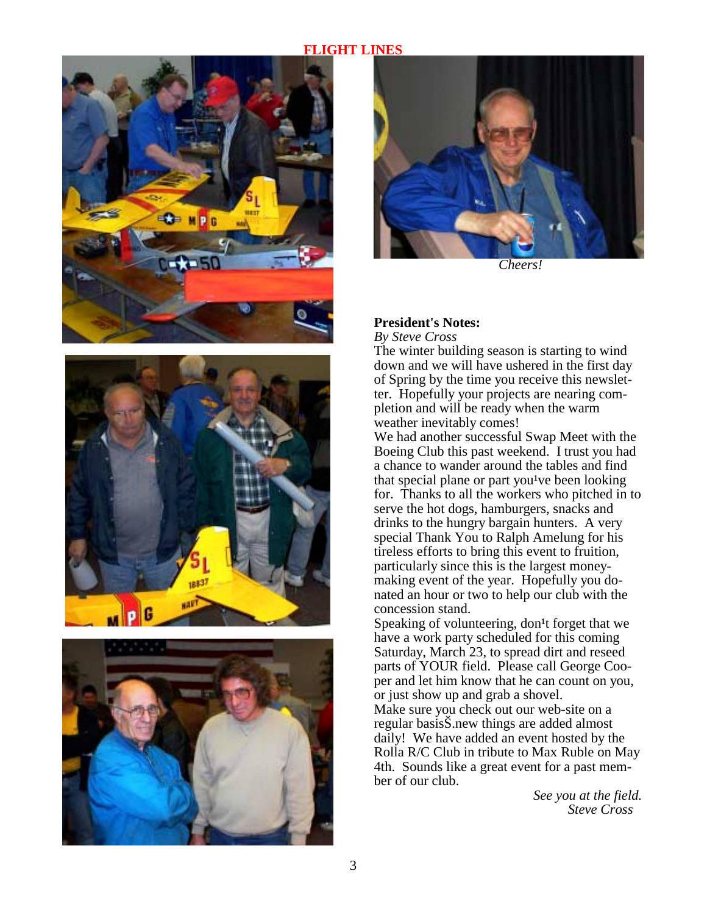"Cheers!" is a caption. Header "FLIGHT LINES" is a running header; omit.

*Cheers!*

**President's Notes:**

*By Steve Cross*

The winter building season is starting to wind down and we will have ushered in the first day of Spring by the time you receive this newsletter. Hopefully your projects are nearing completion and will be ready when the warm weather inevitably comes!

We had another successful Swap Meet with the Boeing Club this past weekend. I trust you had a chance to wander around the tables and find that special plane or part you¹ve been looking for. Thanks to all the workers who pitched in to serve the hot dogs, hamburgers, snacks and drinks to the hungry bargain hunters. A very special Thank You to Ralph Amelung for his tireless efforts to bring this event to fruition, particularly since this is the largest money-making event of the year. Hopefully you donated an hour or two to help our club with the concession stand.

Speaking of volunteering, don¹t forget that we have a work party scheduled for this coming Saturday, March 23, to spread dirt and reseed parts of YOUR field. Please call George Cooper and let him know that he can count on you, or just show up and grab a shovel.

Make sure you check out our web-site on a regular basisŠ.new things are added almost daily! We have added an event hosted by the Rolla R/C Club in tribute to Max Ruble on May 4th. Sounds like a great event for a past member of our club.

*See you at the field.*
*Steve Cross*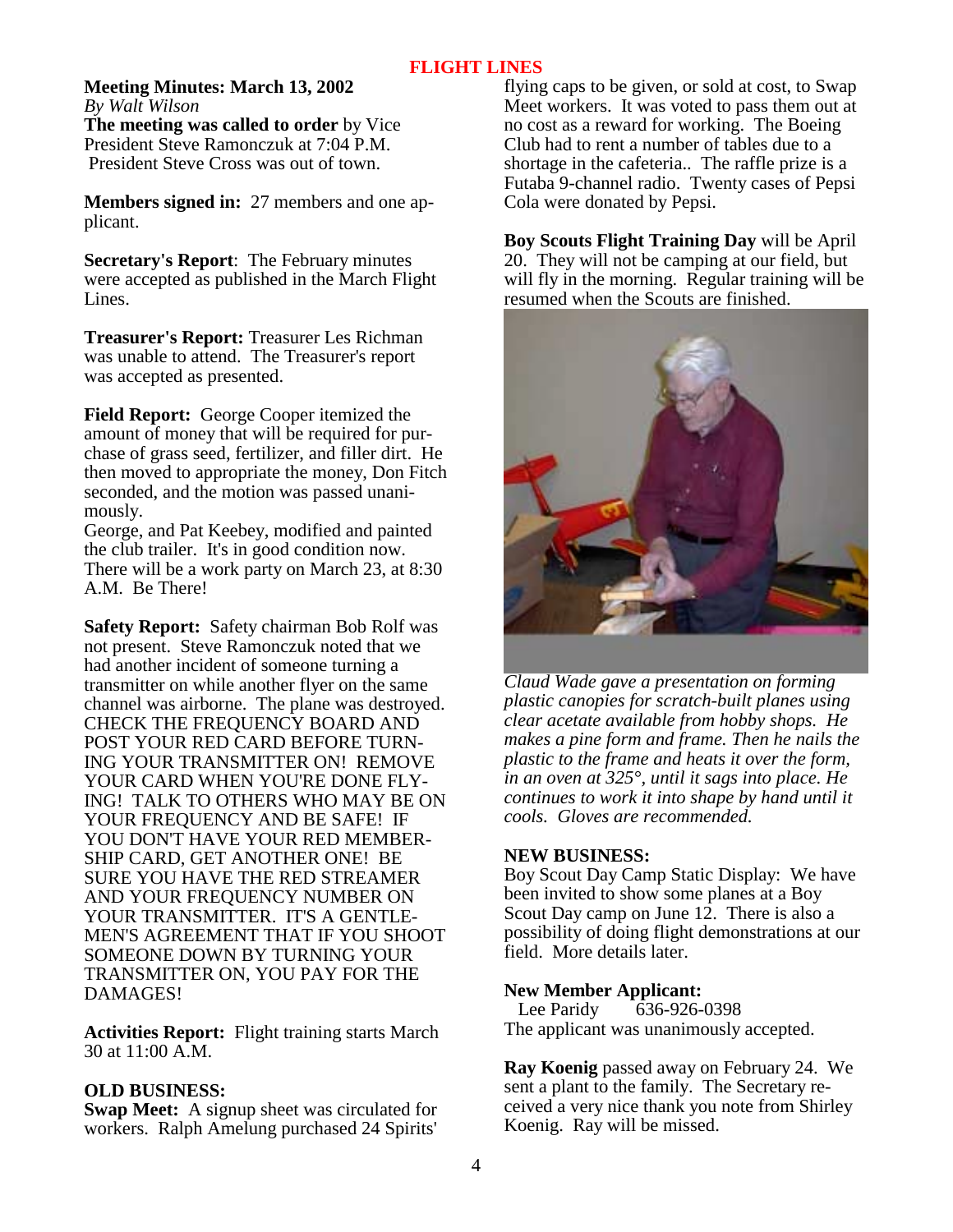# FLIGHT LINES

## Meeting Minutes: March 13, 2002

*By Walt Wilson*

**The meeting was called to order** by Vice President Steve Ramonczuk at 7:04 P.M. President Steve Cross was out of town.

**Members signed in:** 27 members and one applicant.

**Secretary's Report**: The February minutes were accepted as published in the March Flight Lines.

**Treasurer's Report:** Treasurer Les Richman was unable to attend. The Treasurer's report was accepted as presented.

**Field Report:** George Cooper itemized the amount of money that will be required for purchase of grass seed, fertilizer, and filler dirt. He then moved to appropriate the money, Don Fitch seconded, and the motion was passed unanimously.

George, and Pat Keebey, modified and painted the club trailer. It's in good condition now. There will be a work party on March 23, at 8:30 A.M. Be There!

**Safety Report:** Safety chairman Bob Rolf was not present. Steve Ramonczuk noted that we had another incident of someone turning a transmitter on while another flyer on the same channel was airborne. The plane was destroyed. CHECK THE FREQUENCY BOARD AND POST YOUR RED CARD BEFORE TURNING YOUR TRANSMITTER ON! REMOVE YOUR CARD WHEN YOU'RE DONE FLYING! TALK TO OTHERS WHO MAY BE ON YOUR FREQUENCY AND BE SAFE! IF YOU DON'T HAVE YOUR RED MEMBERSHIP CARD, GET ANOTHER ONE! BE SURE YOU HAVE THE RED STREAMER AND YOUR FREQUENCY NUMBER ON YOUR TRANSMITTER. IT'S A GENTLEMEN'S AGREEMENT THAT IF YOU SHOOT SOMEONE DOWN BY TURNING YOUR TRANSMITTER ON, YOU PAY FOR THE DAMAGES!

**Activities Report:** Flight training starts March 30 at 11:00 A.M.

### OLD BUSINESS:

**Swap Meet:** A signup sheet was circulated for workers. Ralph Amelung purchased 24 Spirits' flying caps to be given, or sold at cost, to Swap Meet workers. It was voted to pass them out at no cost as a reward for working. The Boeing Club had to rent a number of tables due to a shortage in the cafeteria.. The raffle prize is a Futaba 9-channel radio. Twenty cases of Pepsi Cola were donated by Pepsi.

**Boy Scouts Flight Training Day** will be April 20. They will not be camping at our field, but will fly in the morning. Regular training will be resumed when the Scouts are finished.

*Claud Wade gave a presentation on forming plastic canopies for scratch-built planes using clear acetate available from hobby shops. He makes a pine form and frame. Then he nails the plastic to the frame and heats it over the form, in an oven at 325°, until it sags into place. He continues to work it into shape by hand until it cools. Gloves are recommended.*

### NEW BUSINESS:

Boy Scout Day Camp Static Display: We have been invited to show some planes at a Boy Scout Day camp on June 12. There is also a possibility of doing flight demonstrations at our field. More details later.

**New Member Applicant:**

Lee Paridy 636-926-0398

The applicant was unanimously accepted.

**Ray Koenig** passed away on February 24. We sent a plant to the family. The Secretary received a very nice thank you note from Shirley Koenig. Ray will be missed.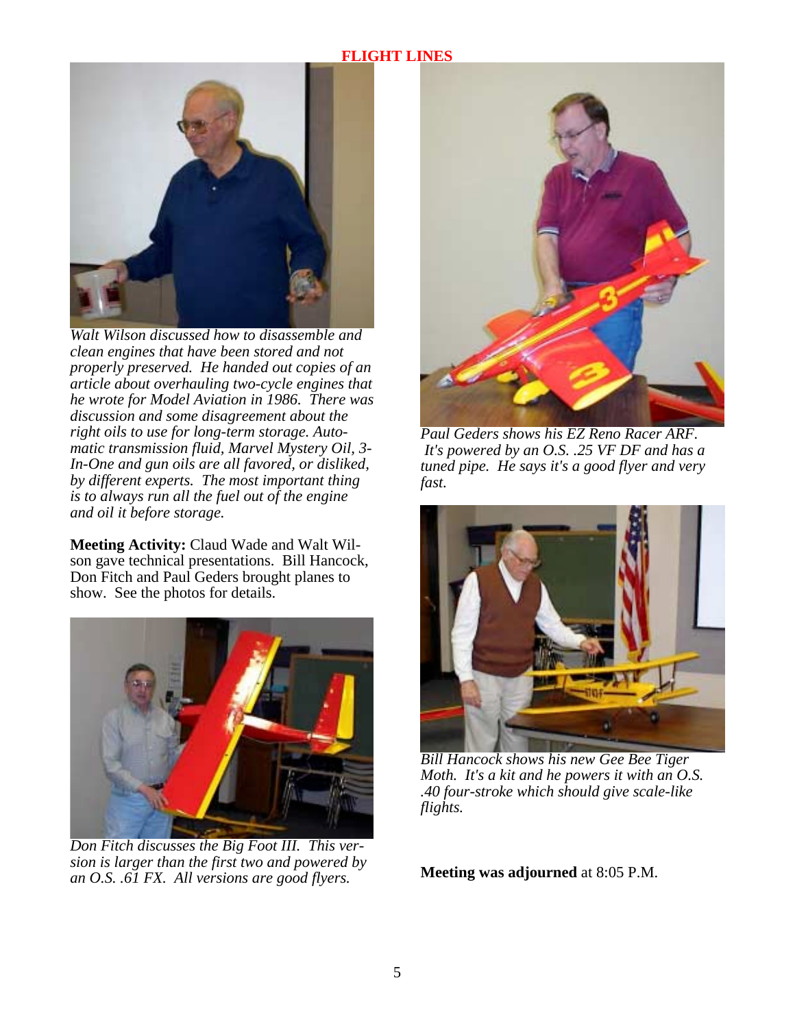*Walt Wilson discussed how to disassemble and clean engines that have been stored and not properly preserved. He handed out copies of an article about overhauling two-cycle engines that he wrote for Model Aviation in 1986. There was discussion and some disagreement about the right oils to use for long-term storage. Automatic transmission fluid, Marvel Mystery Oil, 3-In-One and gun oils are all favored, or disliked, by different experts. The most important thing is to always run all the fuel out of the engine and oil it before storage.*

**Meeting Activity:** Claud Wade and Walt Wilson gave technical presentations. Bill Hancock, Don Fitch and Paul Geders brought planes to show. See the photos for details.

*Don Fitch discusses the Big Foot III. This version is larger than the first two and powered by an O.S. .61 FX. All versions are good flyers.*

*Paul Geders shows his EZ Reno Racer ARF. It's powered by an O.S. .25 VF DF and has a tuned pipe. He says it's a good flyer and very fast.*

*Bill Hancock shows his new Gee Bee Tiger Moth. It's a kit and he powers it with an O.S. .40 four-stroke which should give scale-like flights.*

**Meeting was adjourned** at 8:05 P.M.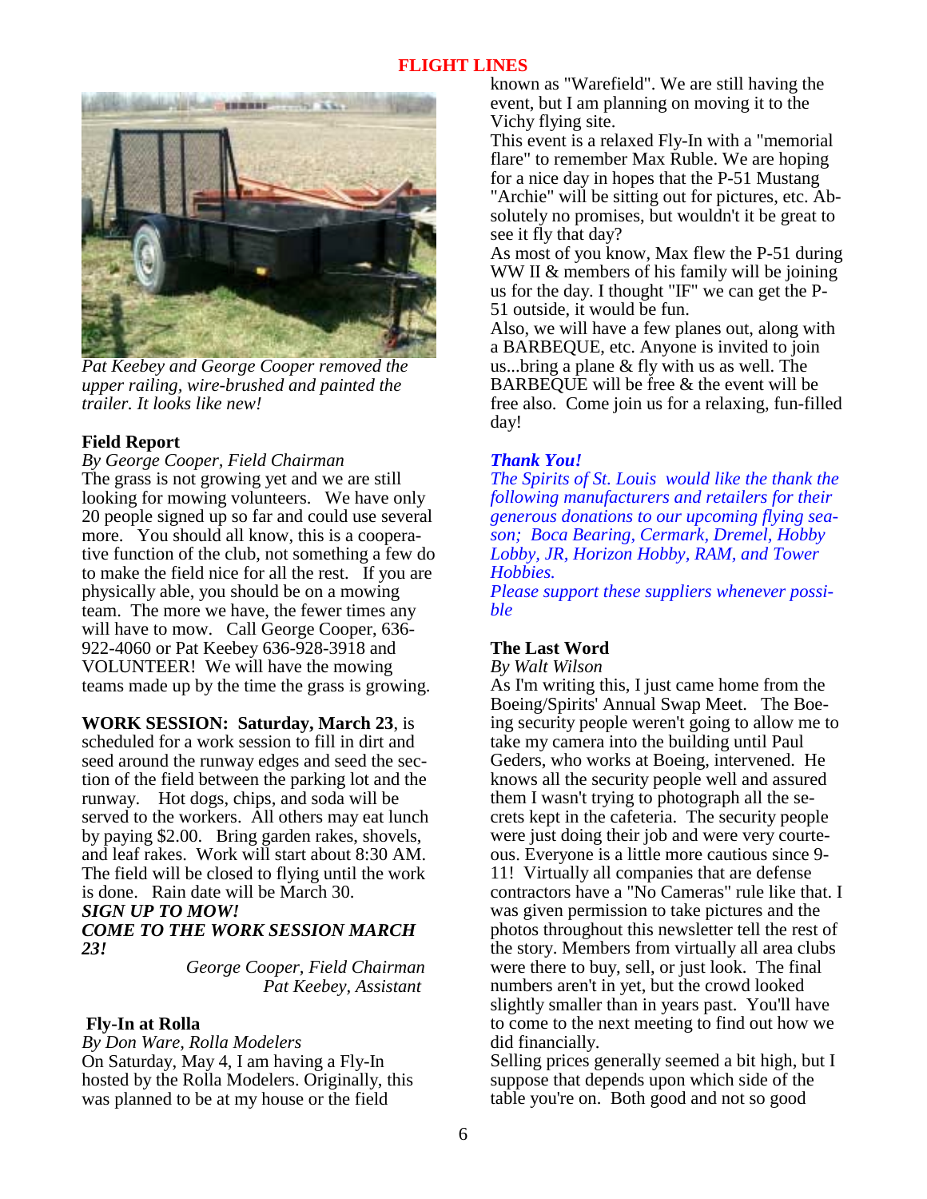*Pat Keebey and George Cooper removed the upper railing, wire-brushed and painted the trailer. It looks like new!*

## Field Report

*By George Cooper, Field Chairman*

The grass is not growing yet and we are still looking for mowing volunteers. We have only 20 people signed up so far and could use several more. You should all know, this is a cooperative function of the club, not something a few do to make the field nice for all the rest. If you are physically able, you should be on a mowing team. The more we have, the fewer times any will have to mow. Call George Cooper, 636-922-4060 or Pat Keebey 636-928-3918 and VOLUNTEER! We will have the mowing teams made up by the time the grass is growing.

**WORK SESSION: Saturday, March 23**, is scheduled for a work session to fill in dirt and seed around the runway edges and seed the section of the field between the parking lot and the runway. Hot dogs, chips, and soda will be served to the workers. All others may eat lunch by paying $2.00. Bring garden rakes, shovels, and leaf rakes. Work will start about 8:30 AM. The field will be closed to flying until the work is done. Rain date will be March 30.

***SIGN UP TO MOW!***

***COME TO THE WORK SESSION MARCH 23!***

*George Cooper, Field Chairman*
*Pat Keebey, Assistant*

## Fly-In at Rolla

*By Don Ware, Rolla Modelers*

On Saturday, May 4, I am having a Fly-In hosted by the Rolla Modelers. Originally, this was planned to be at my house or the field known as "Warefield". We are still having the event, but I am planning on moving it to the Vichy flying site.

This event is a relaxed Fly-In with a "memorial flare" to remember Max Ruble. We are hoping for a nice day in hopes that the P-51 Mustang "Archie" will be sitting out for pictures, etc. Absolutely no promises, but wouldn't it be great to see it fly that day?

As most of you know, Max flew the P-51 during WW II & members of his family will be joining us for the day. I thought "IF" we can get the P-51 outside, it would be fun.

Also, we will have a few planes out, along with a BARBEQUE, etc. Anyone is invited to join us...bring a plane & fly with us as well. The BARBEQUE will be free & the event will be free also. Come join us for a relaxing, fun-filled day!

## *Thank You!*

*The Spirits of St. Louis would like the thank the following manufacturers and retailers for their generous donations to our upcoming flying season; Boca Bearing, Cermark, Dremel, Hobby Lobby, JR, Horizon Hobby, RAM, and Tower Hobbies.*

*Please support these suppliers whenever possible*

## The Last Word

*By Walt Wilson*

As I'm writing this, I just came home from the Boeing/Spirits' Annual Swap Meet. The Boeing security people weren't going to allow me to take my camera into the building until Paul Geders, who works at Boeing, intervened. He knows all the security people well and assured them I wasn't trying to photograph all the secrets kept in the cafeteria. The security people were just doing their job and were very courteous. Everyone is a little more cautious since 9-11! Virtually all companies that are defense contractors have a "No Cameras" rule like that. I was given permission to take pictures and the photos throughout this newsletter tell the rest of the story. Members from virtually all area clubs were there to buy, sell, or just look. The final numbers aren't in yet, but the crowd looked slightly smaller than in years past. You'll have to come to the next meeting to find out how we did financially.

Selling prices generally seemed a bit high, but I suppose that depends upon which side of the table you're on. Both good and not so good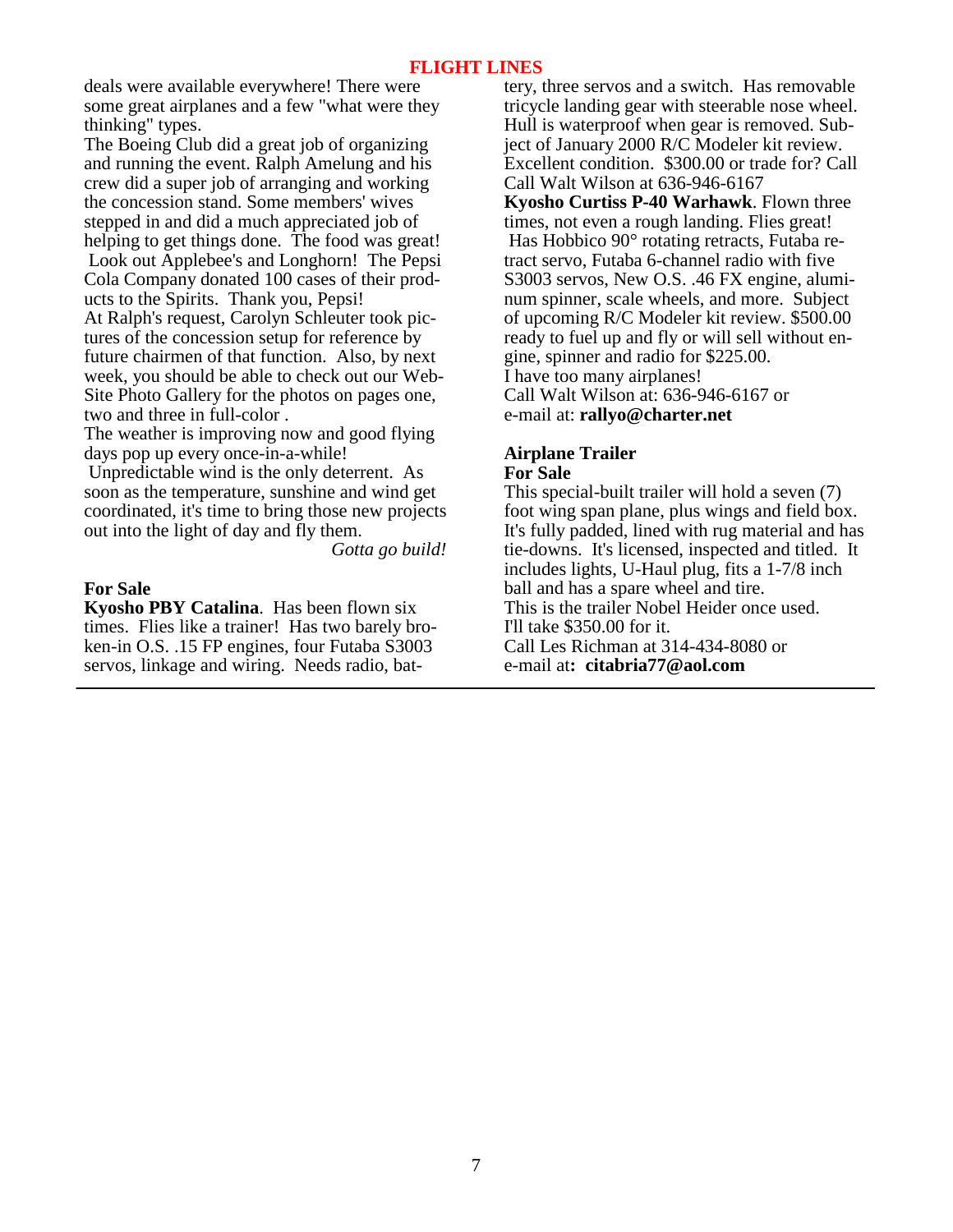deals were available everywhere! There were some great airplanes and a few "what were they thinking" types.

The Boeing Club did a great job of organizing and running the event. Ralph Amelung and his crew did a super job of arranging and working the concession stand. Some members' wives stepped in and did a much appreciated job of helping to get things done. The food was great! Look out Applebee's and Longhorn! The Pepsi Cola Company donated 100 cases of their products to the Spirits. Thank you, Pepsi!

At Ralph's request, Carolyn Schleuter took pictures of the concession setup for reference by future chairmen of that function. Also, by next week, you should be able to check out our Web-Site Photo Gallery for the photos on pages one, two and three in full-color .

The weather is improving now and good flying days pop up every once-in-a-while!

Unpredictable wind is the only deterrent. As soon as the temperature, sunshine and wind get coordinated, it's time to bring those new projects out into the light of day and fly them.

*Gotta go build!*

## For Sale

**Kyosho PBY Catalina**. Has been flown six times. Flies like a trainer! Has two barely broken-in O.S. .15 FP engines, four Futaba S3003 servos, linkage and wiring. Needs radio, battery, three servos and a switch. Has removable tricycle landing gear with steerable nose wheel. Hull is waterproof when gear is removed. Subject of January 2000 R/C Modeler kit review. Excellent condition. $300.00 or trade for? Call Call Walt Wilson at 636-946-6167

**Kyosho Curtiss P-40 Warhawk**. Flown three times, not even a rough landing. Flies great! Has Hobbico 90° rotating retracts, Futaba retract servo, Futaba 6-channel radio with five S3003 servos, New O.S. .46 FX engine, aluminum spinner, scale wheels, and more. Subject of upcoming R/C Modeler kit review. $500.00 ready to fuel up and fly or will sell without engine, spinner and radio for $225.00.

I have too many airplanes!

Call Walt Wilson at: 636-946-6167 or
e-mail at: **rallyo@charter.net**

## Airplane Trailer
## For Sale

This special-built trailer will hold a seven (7) foot wing span plane, plus wings and field box. It's fully padded, lined with rug material and has tie-downs. It's licensed, inspected and titled. It includes lights, U-Haul plug, fits a 1-7/8 inch ball and has a spare wheel and tire.

This is the trailer Nobel Heider once used.

I'll take $350.00 for it.

Call Les Richman at 314-434-8080 or
e-mail at**: citabria77@aol.com**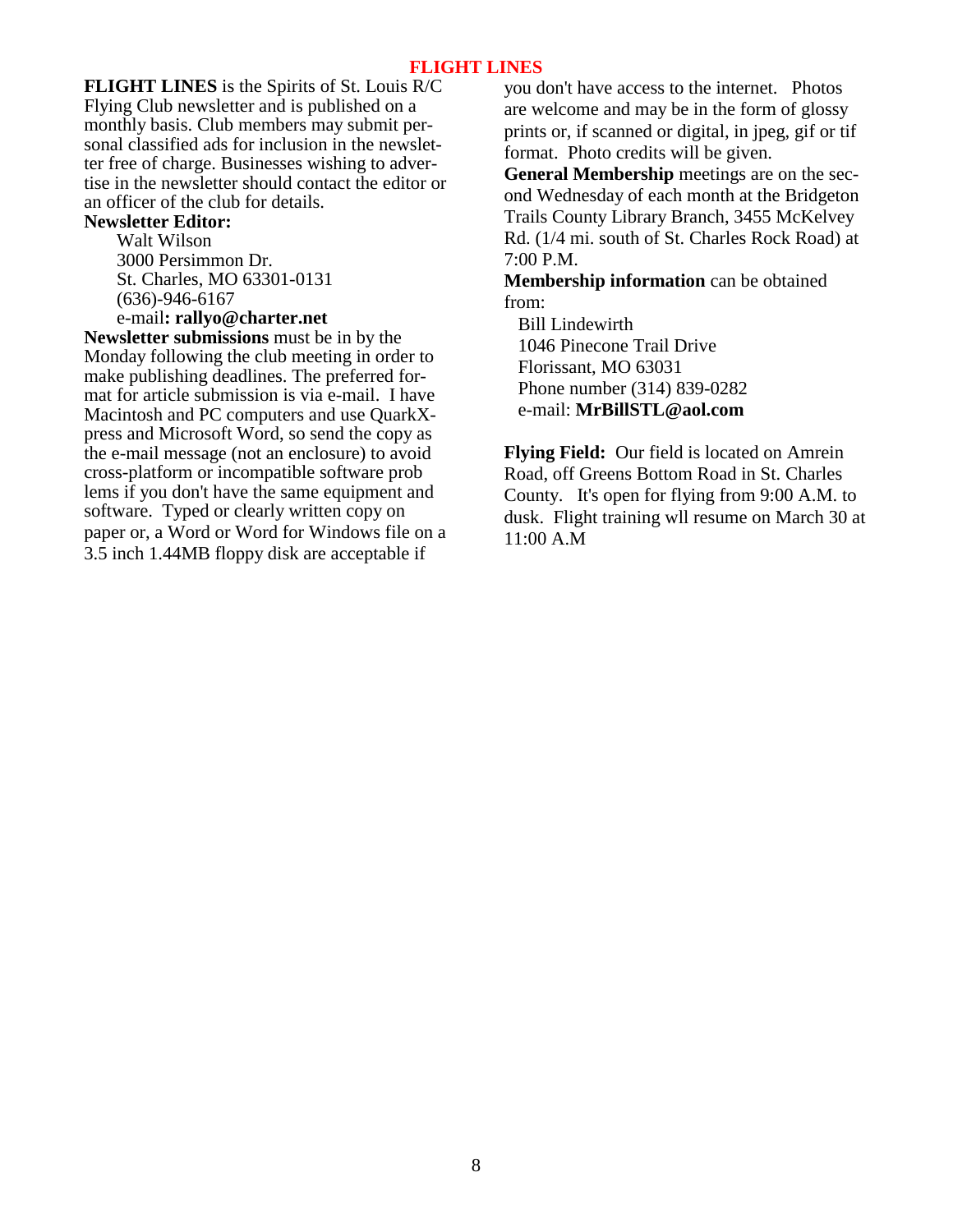# FLIGHT LINES

**FLIGHT LINES** is the Spirits of St. Louis R/C Flying Club newsletter and is published on a monthly basis. Club members may submit personal classified ads for inclusion in the newsletter free of charge. Businesses wishing to advertise in the newsletter should contact the editor or an officer of the club for details.

**Newsletter Editor:**

Walt Wilson
3000 Persimmon Dr.
St. Charles, MO 63301-0131
(636)-946-6167
e-mail**: rallyo@charter.net**

**Newsletter submissions** must be in by the Monday following the club meeting in order to make publishing deadlines. The preferred format for article submission is via e-mail. I have Macintosh and PC computers and use QuarkXpress and Microsoft Word, so send the copy as the e-mail message (not an enclosure) to avoid cross-platform or incompatible software prob lems if you don't have the same equipment and software. Typed or clearly written copy on paper or, a Word or Word for Windows file on a 3.5 inch 1.44MB floppy disk are acceptable if you don't have access to the internet. Photos are welcome and may be in the form of glossy prints or, if scanned or digital, in jpeg, gif or tif format. Photo credits will be given.

**General Membership** meetings are on the second Wednesday of each month at the Bridgeton Trails County Library Branch, 3455 McKelvey Rd. (1/4 mi. south of St. Charles Rock Road) at 7:00 P.M.

**Membership information** can be obtained from:

Bill Lindewirth
1046 Pinecone Trail Drive
Florissant, MO 63031
Phone number (314) 839-0282
e-mail: **MrBillSTL@aol.com**

**Flying Field:** Our field is located on Amrein Road, off Greens Bottom Road in St. Charles County. It's open for flying from 9:00 A.M. to dusk. Flight training wll resume on March 30 at 11:00 A.M